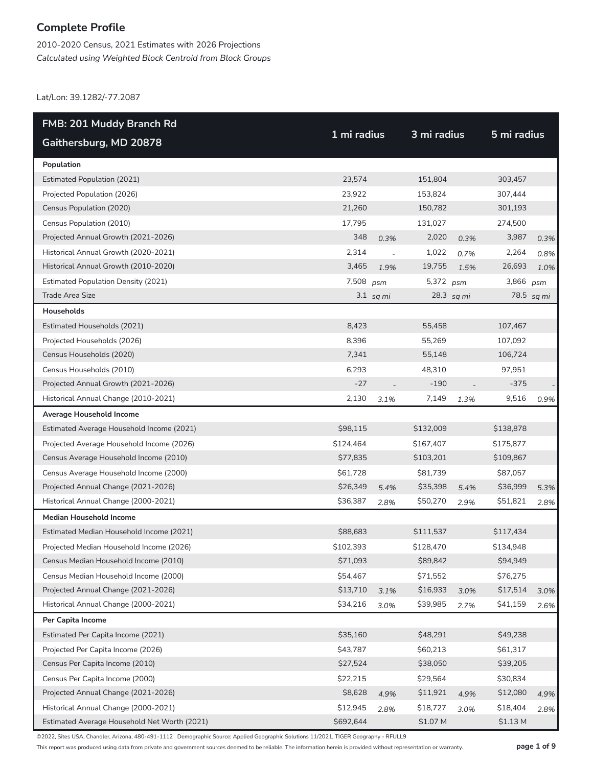## Complete Profile

2010-2020 Census, 2021 Estimates with 2026 Projections
*Calculated using Weighted Block Centroid from Block Groups*

Lat/Lon: 39.1282/-77.2087

| FMB: 201 Muddy Branch Rd Gaithersburg, MD 20878 | 1 mi radius | | 3 mi radius | | 5 mi radius | |
|---|---|---|---|---|---|---|
| **Population** | | | | | | |
| Estimated Population (2021) | 23,574 | | 151,804 | | 303,457 | |
| Projected Population (2026) | 23,922 | | 153,824 | | 307,444 | |
| Census Population (2020) | 21,260 | | 150,782 | | 301,193 | |
| Census Population (2010) | 17,795 | | 131,027 | | 274,500 | |
| Projected Annual Growth (2021-2026) | 348 | *0.3%* | 2,020 | *0.3%* | 3,987 | *0.3%* |
| Historical Annual Growth (2020-2021) | 2,314 | *-* | 1,022 | *0.7%* | 2,264 | *0.8%* |
| Historical Annual Growth (2010-2020) | 3,465 | *1.9%* | 19,755 | *1.5%* | 26,693 | *1.0%* |
| Estimated Population Density (2021) | 7,508 | *psm* | 5,372 | *psm* | 3,866 | *psm* |
| Trade Area Size | 3.1 | *sq mi* | 28.3 | *sq mi* | 78.5 | *sq mi* |
| **Households** | | | | | | |
| Estimated Households (2021) | 8,423 | | 55,458 | | 107,467 | |
| Projected Households (2026) | 8,396 | | 55,269 | | 107,092 | |
| Census Households (2020) | 7,341 | | 55,148 | | 106,724 | |
| Census Households (2010) | 6,293 | | 48,310 | | 97,951 | |
| Projected Annual Growth (2021-2026) | -27 | *-* | -190 | *-* | -375 | *-* |
| Historical Annual Change (2010-2021) | 2,130 | *3.1%* | 7,149 | *1.3%* | 9,516 | *0.9%* |
| **Average Household Income** | | | | | | |
| Estimated Average Household Income (2021) | $98,115 | | $132,009 | | $138,878 | |
| Projected Average Household Income (2026) | $124,464 | | $167,407 | | $175,877 | |
| Census Average Household Income (2010) | $77,835 | | $103,201 | | $109,867 | |
| Census Average Household Income (2000) | $61,728 | | $81,739 | | $87,057 | |
| Projected Annual Change (2021-2026) | $26,349 | *5.4%* | $35,398 | *5.4%* | $36,999 | *5.3%* |
| Historical Annual Change (2000-2021) | $36,387 | *2.8%* | $50,270 | *2.9%* | $51,821 | *2.8%* |
| **Median Household Income** | | | | | | |
| Estimated Median Household Income (2021) | $88,683 | | $111,537 | | $117,434 | |
| Projected Median Household Income (2026) | $102,393 | | $128,470 | | $134,948 | |
| Census Median Household Income (2010) | $71,093 | | $89,842 | | $94,949 | |
| Census Median Household Income (2000) | $54,467 | | $71,552 | | $76,275 | |
| Projected Annual Change (2021-2026) | $13,710 | *3.1%* | $16,933 | *3.0%* | $17,514 | *3.0%* |
| Historical Annual Change (2000-2021) | $34,216 | *3.0%* | $39,985 | *2.7%* | $41,159 | *2.6%* |
| **Per Capita Income** | | | | | | |
| Estimated Per Capita Income (2021) | $35,160 | | $48,291 | | $49,238 | |
| Projected Per Capita Income (2026) | $43,787 | | $60,213 | | $61,317 | |
| Census Per Capita Income (2010) | $27,524 | | $38,050 | | $39,205 | |
| Census Per Capita Income (2000) | $22,215 | | $29,564 | | $30,834 | |
| Projected Annual Change (2021-2026) | $8,628 | *4.9%* | $11,921 | *4.9%* | $12,080 | *4.9%* |
| Historical Annual Change (2000-2021) | $12,945 | *2.8%* | $18,727 | *3.0%* | $18,404 | *2.8%* |
| Estimated Average Household Net Worth (2021) | $692,644 | | $1.07 M | | $1.13 M | |

©2022, Sites USA, Chandler, Arizona, 480-491-1112 Demographic Source: Applied Geographic Solutions 11/2021, TIGER Geography - RFULL9

This report was produced using data from private and government sources deemed to be reliable. The information herein is provided without representation or warranty.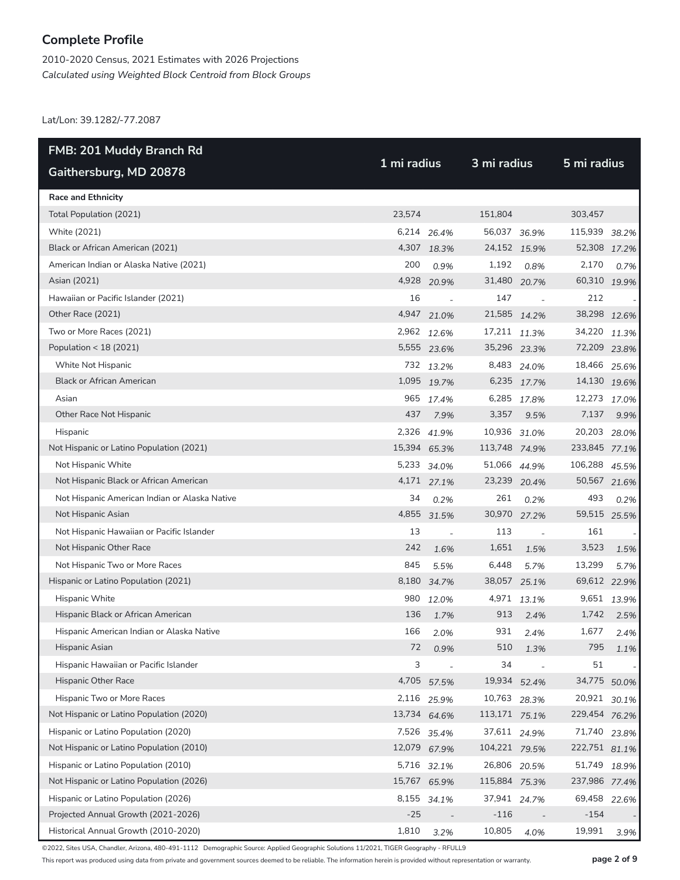## Complete Profile

2010-2020 Census, 2021 Estimates with 2026 Projections
*Calculated using Weighted Block Centroid from Block Groups*

Lat/Lon: 39.1282/-77.2087

| FMB: 201 Muddy Branch Rd<br>Gaithersburg, MD 20878 | 1 mi radius | | 3 mi radius | | 5 mi radius | |
|---|---|---|---|---|---|---|
| **Race and Ethnicity** | | | | | | |
| Total Population (2021) | 23,574 | | 151,804 | | 303,457 | |
| White (2021) | 6,214 | *26.4%* | 56,037 | *36.9%* | 115,939 | *38.2%* |
| Black or African American (2021) | 4,307 | *18.3%* | 24,152 | *15.9%* | 52,308 | *17.2%* |
| American Indian or Alaska Native (2021) | 200 | *0.9%* | 1,192 | *0.8%* | 2,170 | *0.7%* |
| Asian (2021) | 4,928 | *20.9%* | 31,480 | *20.7%* | 60,310 | *19.9%* |
| Hawaiian or Pacific Islander (2021) | 16 | - | 147 | - | 212 | - |
| Other Race (2021) | 4,947 | *21.0%* | 21,585 | *14.2%* | 38,298 | *12.6%* |
| Two or More Races (2021) | 2,962 | *12.6%* | 17,211 | *11.3%* | 34,220 | *11.3%* |
| Population < 18 (2021) | 5,555 | *23.6%* | 35,296 | *23.3%* | 72,209 | *23.8%* |
| White Not Hispanic | 732 | *13.2%* | 8,483 | *24.0%* | 18,466 | *25.6%* |
| Black or African American | 1,095 | *19.7%* | 6,235 | *17.7%* | 14,130 | *19.6%* |
| Asian | 965 | *17.4%* | 6,285 | *17.8%* | 12,273 | *17.0%* |
| Other Race Not Hispanic | 437 | *7.9%* | 3,357 | *9.5%* | 7,137 | *9.9%* |
| Hispanic | 2,326 | *41.9%* | 10,936 | *31.0%* | 20,203 | *28.0%* |
| Not Hispanic or Latino Population (2021) | 15,394 | *65.3%* | 113,748 | *74.9%* | 233,845 | *77.1%* |
| Not Hispanic White | 5,233 | *34.0%* | 51,066 | *44.9%* | 106,288 | *45.5%* |
| Not Hispanic Black or African American | 4,171 | *27.1%* | 23,239 | *20.4%* | 50,567 | *21.6%* |
| Not Hispanic American Indian or Alaska Native | 34 | *0.2%* | 261 | *0.2%* | 493 | *0.2%* |
| Not Hispanic Asian | 4,855 | *31.5%* | 30,970 | *27.2%* | 59,515 | *25.5%* |
| Not Hispanic Hawaiian or Pacific Islander | 13 | - | 113 | - | 161 | - |
| Not Hispanic Other Race | 242 | *1.6%* | 1,651 | *1.5%* | 3,523 | *1.5%* |
| Not Hispanic Two or More Races | 845 | *5.5%* | 6,448 | *5.7%* | 13,299 | *5.7%* |
| Hispanic or Latino Population (2021) | 8,180 | *34.7%* | 38,057 | *25.1%* | 69,612 | *22.9%* |
| Hispanic White | 980 | *12.0%* | 4,971 | *13.1%* | 9,651 | *13.9%* |
| Hispanic Black or African American | 136 | *1.7%* | 913 | *2.4%* | 1,742 | *2.5%* |
| Hispanic American Indian or Alaska Native | 166 | *2.0%* | 931 | *2.4%* | 1,677 | *2.4%* |
| Hispanic Asian | 72 | *0.9%* | 510 | *1.3%* | 795 | *1.1%* |
| Hispanic Hawaiian or Pacific Islander | 3 | - | 34 | - | 51 | - |
| Hispanic Other Race | 4,705 | *57.5%* | 19,934 | *52.4%* | 34,775 | *50.0%* |
| Hispanic Two or More Races | 2,116 | *25.9%* | 10,763 | *28.3%* | 20,921 | *30.1%* |
| Not Hispanic or Latino Population (2020) | 13,734 | *64.6%* | 113,171 | *75.1%* | 229,454 | *76.2%* |
| Hispanic or Latino Population (2020) | 7,526 | *35.4%* | 37,611 | *24.9%* | 71,740 | *23.8%* |
| Not Hispanic or Latino Population (2010) | 12,079 | *67.9%* | 104,221 | *79.5%* | 222,751 | *81.1%* |
| Hispanic or Latino Population (2010) | 5,716 | *32.1%* | 26,806 | *20.5%* | 51,749 | *18.9%* |
| Not Hispanic or Latino Population (2026) | 15,767 | *65.9%* | 115,884 | *75.3%* | 237,986 | *77.4%* |
| Hispanic or Latino Population (2026) | 8,155 | *34.1%* | 37,941 | *24.7%* | 69,458 | *22.6%* |
| Projected Annual Growth (2021-2026) | -25 | - | -116 | - | -154 | - |
| Historical Annual Growth (2010-2020) | 1,810 | *3.2%* | 10,805 | *4.0%* | 19,991 | *3.9%* |

©2022, Sites USA, Chandler, Arizona, 480-491-1112 Demographic Source: Applied Geographic Solutions 11/2021, TIGER Geography - RFULL9

This report was produced using data from private and government sources deemed to be reliable. The information herein is provided without representation or warranty.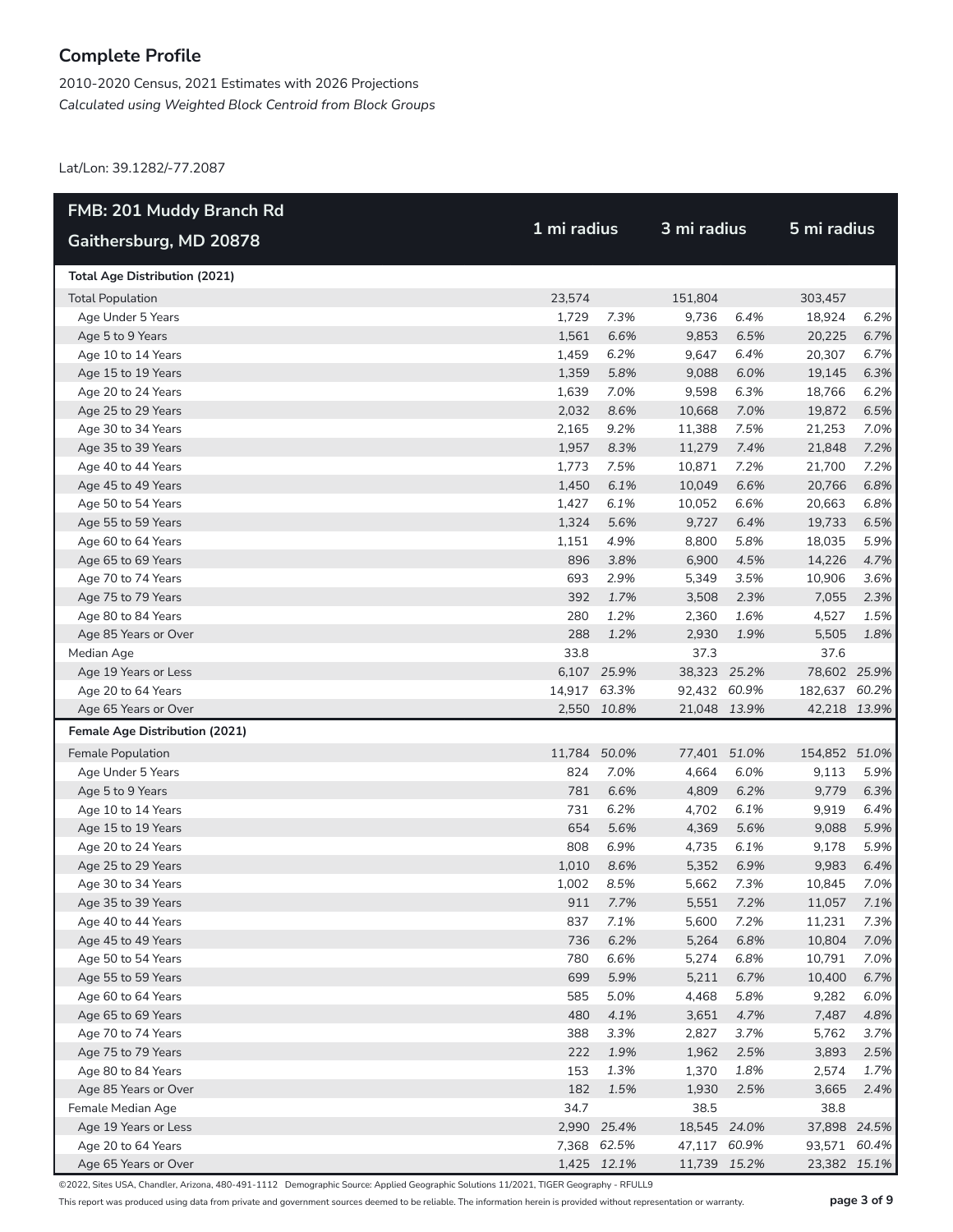## Complete Profile

2010-2020 Census, 2021 Estimates with 2026 Projections
*Calculated using Weighted Block Centroid from Block Groups*

Lat/Lon: 39.1282/-77.2087

| FMB: 201 Muddy Branch Rd Gaithersburg, MD 20878 | 1 mi radius | | 3 mi radius | | 5 mi radius | |
|---|---|---|---|---|---|---|
| **Total Age Distribution (2021)** | | | | | | |
| Total Population | 23,574 | | 151,804 | | 303,457 | |
| Age Under 5 Years | 1,729 | *7.3%* | 9,736 | *6.4%* | 18,924 | *6.2%* |
| Age 5 to 9 Years | 1,561 | *6.6%* | 9,853 | *6.5%* | 20,225 | *6.7%* |
| Age 10 to 14 Years | 1,459 | *6.2%* | 9,647 | *6.4%* | 20,307 | *6.7%* |
| Age 15 to 19 Years | 1,359 | *5.8%* | 9,088 | *6.0%* | 19,145 | *6.3%* |
| Age 20 to 24 Years | 1,639 | *7.0%* | 9,598 | *6.3%* | 18,766 | *6.2%* |
| Age 25 to 29 Years | 2,032 | *8.6%* | 10,668 | *7.0%* | 19,872 | *6.5%* |
| Age 30 to 34 Years | 2,165 | *9.2%* | 11,388 | *7.5%* | 21,253 | *7.0%* |
| Age 35 to 39 Years | 1,957 | *8.3%* | 11,279 | *7.4%* | 21,848 | *7.2%* |
| Age 40 to 44 Years | 1,773 | *7.5%* | 10,871 | *7.2%* | 21,700 | *7.2%* |
| Age 45 to 49 Years | 1,450 | *6.1%* | 10,049 | *6.6%* | 20,766 | *6.8%* |
| Age 50 to 54 Years | 1,427 | *6.1%* | 10,052 | *6.6%* | 20,663 | *6.8%* |
| Age 55 to 59 Years | 1,324 | *5.6%* | 9,727 | *6.4%* | 19,733 | *6.5%* |
| Age 60 to 64 Years | 1,151 | *4.9%* | 8,800 | *5.8%* | 18,035 | *5.9%* |
| Age 65 to 69 Years | 896 | *3.8%* | 6,900 | *4.5%* | 14,226 | *4.7%* |
| Age 70 to 74 Years | 693 | *2.9%* | 5,349 | *3.5%* | 10,906 | *3.6%* |
| Age 75 to 79 Years | 392 | *1.7%* | 3,508 | *2.3%* | 7,055 | *2.3%* |
| Age 80 to 84 Years | 280 | *1.2%* | 2,360 | *1.6%* | 4,527 | *1.5%* |
| Age 85 Years or Over | 288 | *1.2%* | 2,930 | *1.9%* | 5,505 | *1.8%* |
| Median Age | 33.8 | | 37.3 | | 37.6 | |
| Age 19 Years or Less | 6,107 | *25.9%* | 38,323 | *25.2%* | 78,602 | *25.9%* |
| Age 20 to 64 Years | 14,917 | *63.3%* | 92,432 | *60.9%* | 182,637 | *60.2%* |
| Age 65 Years or Over | 2,550 | *10.8%* | 21,048 | *13.9%* | 42,218 | *13.9%* |
| **Female Age Distribution (2021)** | | | | | | |
| Female Population | 11,784 | *50.0%* | 77,401 | *51.0%* | 154,852 | *51.0%* |
| Age Under 5 Years | 824 | *7.0%* | 4,664 | *6.0%* | 9,113 | *5.9%* |
| Age 5 to 9 Years | 781 | *6.6%* | 4,809 | *6.2%* | 9,779 | *6.3%* |
| Age 10 to 14 Years | 731 | *6.2%* | 4,702 | *6.1%* | 9,919 | *6.4%* |
| Age 15 to 19 Years | 654 | *5.6%* | 4,369 | *5.6%* | 9,088 | *5.9%* |
| Age 20 to 24 Years | 808 | *6.9%* | 4,735 | *6.1%* | 9,178 | *5.9%* |
| Age 25 to 29 Years | 1,010 | *8.6%* | 5,352 | *6.9%* | 9,983 | *6.4%* |
| Age 30 to 34 Years | 1,002 | *8.5%* | 5,662 | *7.3%* | 10,845 | *7.0%* |
| Age 35 to 39 Years | 911 | *7.7%* | 5,551 | *7.2%* | 11,057 | *7.1%* |
| Age 40 to 44 Years | 837 | *7.1%* | 5,600 | *7.2%* | 11,231 | *7.3%* |
| Age 45 to 49 Years | 736 | *6.2%* | 5,264 | *6.8%* | 10,804 | *7.0%* |
| Age 50 to 54 Years | 780 | *6.6%* | 5,274 | *6.8%* | 10,791 | *7.0%* |
| Age 55 to 59 Years | 699 | *5.9%* | 5,211 | *6.7%* | 10,400 | *6.7%* |
| Age 60 to 64 Years | 585 | *5.0%* | 4,468 | *5.8%* | 9,282 | *6.0%* |
| Age 65 to 69 Years | 480 | *4.1%* | 3,651 | *4.7%* | 7,487 | *4.8%* |
| Age 70 to 74 Years | 388 | *3.3%* | 2,827 | *3.7%* | 5,762 | *3.7%* |
| Age 75 to 79 Years | 222 | *1.9%* | 1,962 | *2.5%* | 3,893 | *2.5%* |
| Age 80 to 84 Years | 153 | *1.3%* | 1,370 | *1.8%* | 2,574 | *1.7%* |
| Age 85 Years or Over | 182 | *1.5%* | 1,930 | *2.5%* | 3,665 | *2.4%* |
| Female Median Age | 34.7 | | 38.5 | | 38.8 | |
| Age 19 Years or Less | 2,990 | *25.4%* | 18,545 | *24.0%* | 37,898 | *24.5%* |
| Age 20 to 64 Years | 7,368 | *62.5%* | 47,117 | *60.9%* | 93,571 | *60.4%* |
| Age 65 Years or Over | 1,425 | *12.1%* | 11,739 | *15.2%* | 23,382 | *15.1%* |

©2022, Sites USA, Chandler, Arizona, 480-491-1112 Demographic Source: Applied Geographic Solutions 11/2021, TIGER Geography - RFULL9

This report was produced using data from private and government sources deemed to be reliable. The information herein is provided without representation or warranty.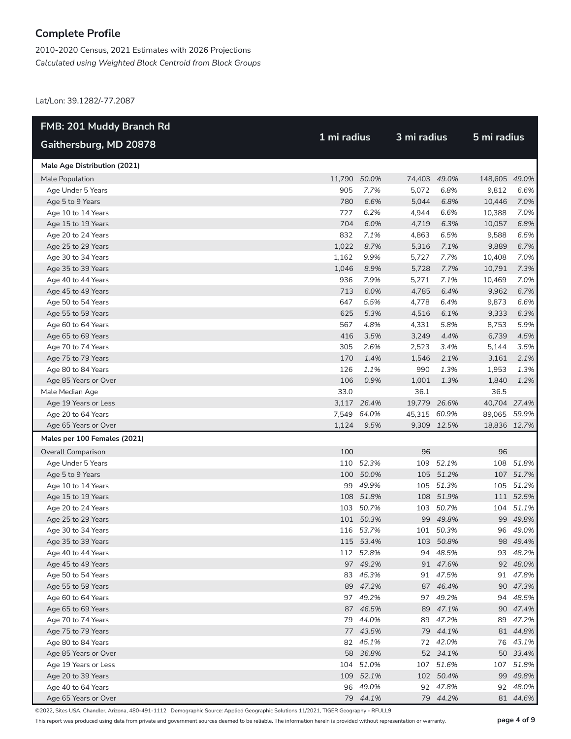## Complete Profile

2010-2020 Census, 2021 Estimates with 2026 Projections
*Calculated using Weighted Block Centroid from Block Groups*

Lat/Lon: 39.1282/-77.2087

| FMB: 201 Muddy Branch Rd Gaithersburg, MD 20878 | 1 mi radius | | 3 mi radius | | 5 mi radius | |
|---|---|---|---|---|---|---|
| **Male Age Distribution (2021)** | | | | | | |
| Male Population | 11,790 | *50.0%* | 74,403 | *49.0%* | 148,605 | *49.0%* |
| Age Under 5 Years | 905 | *7.7%* | 5,072 | *6.8%* | 9,812 | *6.6%* |
| Age 5 to 9 Years | 780 | *6.6%* | 5,044 | *6.8%* | 10,446 | *7.0%* |
| Age 10 to 14 Years | 727 | *6.2%* | 4,944 | *6.6%* | 10,388 | *7.0%* |
| Age 15 to 19 Years | 704 | *6.0%* | 4,719 | *6.3%* | 10,057 | *6.8%* |
| Age 20 to 24 Years | 832 | *7.1%* | 4,863 | *6.5%* | 9,588 | *6.5%* |
| Age 25 to 29 Years | 1,022 | *8.7%* | 5,316 | *7.1%* | 9,889 | *6.7%* |
| Age 30 to 34 Years | 1,162 | *9.9%* | 5,727 | *7.7%* | 10,408 | *7.0%* |
| Age 35 to 39 Years | 1,046 | *8.9%* | 5,728 | *7.7%* | 10,791 | *7.3%* |
| Age 40 to 44 Years | 936 | *7.9%* | 5,271 | *7.1%* | 10,469 | *7.0%* |
| Age 45 to 49 Years | 713 | *6.0%* | 4,785 | *6.4%* | 9,962 | *6.7%* |
| Age 50 to 54 Years | 647 | *5.5%* | 4,778 | *6.4%* | 9,873 | *6.6%* |
| Age 55 to 59 Years | 625 | *5.3%* | 4,516 | *6.1%* | 9,333 | *6.3%* |
| Age 60 to 64 Years | 567 | *4.8%* | 4,331 | *5.8%* | 8,753 | *5.9%* |
| Age 65 to 69 Years | 416 | *3.5%* | 3,249 | *4.4%* | 6,739 | *4.5%* |
| Age 70 to 74 Years | 305 | *2.6%* | 2,523 | *3.4%* | 5,144 | *3.5%* |
| Age 75 to 79 Years | 170 | *1.4%* | 1,546 | *2.1%* | 3,161 | *2.1%* |
| Age 80 to 84 Years | 126 | *1.1%* | 990 | *1.3%* | 1,953 | *1.3%* |
| Age 85 Years or Over | 106 | *0.9%* | 1,001 | *1.3%* | 1,840 | *1.2%* |
| Male Median Age | 33.0 | | 36.1 | | 36.5 | |
| Age 19 Years or Less | 3,117 | *26.4%* | 19,779 | *26.6%* | 40,704 | *27.4%* |
| Age 20 to 64 Years | 7,549 | *64.0%* | 45,315 | *60.9%* | 89,065 | *59.9%* |
| Age 65 Years or Over | 1,124 | *9.5%* | 9,309 | *12.5%* | 18,836 | *12.7%* |
| **Males per 100 Females (2021)** | | | | | | |
| Overall Comparison | 100 | | 96 | | 96 | |
| Age Under 5 Years | 110 | *52.3%* | 109 | *52.1%* | 108 | *51.8%* |
| Age 5 to 9 Years | 100 | *50.0%* | 105 | *51.2%* | 107 | *51.7%* |
| Age 10 to 14 Years | 99 | *49.9%* | 105 | *51.3%* | 105 | *51.2%* |
| Age 15 to 19 Years | 108 | *51.8%* | 108 | *51.9%* | 111 | *52.5%* |
| Age 20 to 24 Years | 103 | *50.7%* | 103 | *50.7%* | 104 | *51.1%* |
| Age 25 to 29 Years | 101 | *50.3%* | 99 | *49.8%* | 99 | *49.8%* |
| Age 30 to 34 Years | 116 | *53.7%* | 101 | *50.3%* | 96 | *49.0%* |
| Age 35 to 39 Years | 115 | *53.4%* | 103 | *50.8%* | 98 | *49.4%* |
| Age 40 to 44 Years | 112 | *52.8%* | 94 | *48.5%* | 93 | *48.2%* |
| Age 45 to 49 Years | 97 | *49.2%* | 91 | *47.6%* | 92 | *48.0%* |
| Age 50 to 54 Years | 83 | *45.3%* | 91 | *47.5%* | 91 | *47.8%* |
| Age 55 to 59 Years | 89 | *47.2%* | 87 | *46.4%* | 90 | *47.3%* |
| Age 60 to 64 Years | 97 | *49.2%* | 97 | *49.2%* | 94 | *48.5%* |
| Age 65 to 69 Years | 87 | *46.5%* | 89 | *47.1%* | 90 | *47.4%* |
| Age 70 to 74 Years | 79 | *44.0%* | 89 | *47.2%* | 89 | *47.2%* |
| Age 75 to 79 Years | 77 | *43.5%* | 79 | *44.1%* | 81 | *44.8%* |
| Age 80 to 84 Years | 82 | *45.1%* | 72 | *42.0%* | 76 | *43.1%* |
| Age 85 Years or Over | 58 | *36.8%* | 52 | *34.1%* | 50 | *33.4%* |
| Age 19 Years or Less | 104 | *51.0%* | 107 | *51.6%* | 107 | *51.8%* |
| Age 20 to 39 Years | 109 | *52.1%* | 102 | *50.4%* | 99 | *49.8%* |
| Age 40 to 64 Years | 96 | *49.0%* | 92 | *47.8%* | 92 | *48.0%* |
| Age 65 Years or Over | 79 | *44.1%* | 79 | *44.2%* | 81 | *44.6%* |

©2022, Sites USA, Chandler, Arizona, 480-491-1112 Demographic Source: Applied Geographic Solutions 11/2021, TIGER Geography - RFULL9

This report was produced using data from private and government sources deemed to be reliable. The information herein is provided without representation or warranty.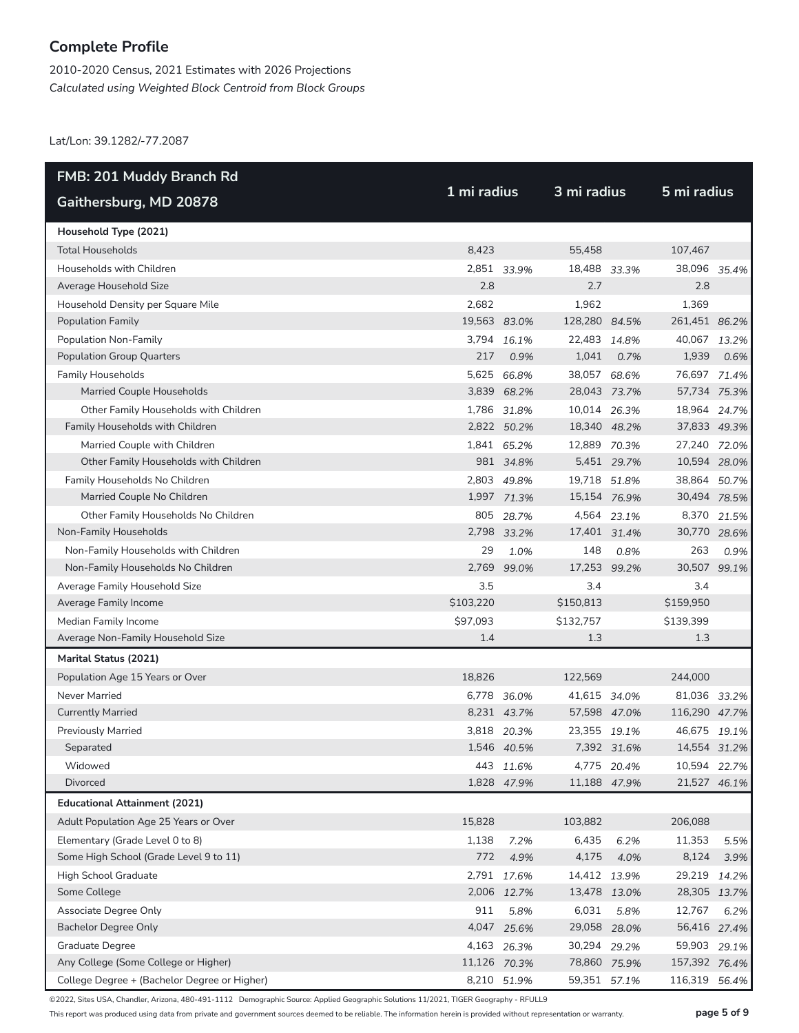## Complete Profile

2010-2020 Census, 2021 Estimates with 2026 Projections
*Calculated using Weighted Block Centroid from Block Groups*

Lat/Lon: 39.1282/-77.2087

| FMB: 201 Muddy Branch Rd Gaithersburg, MD 20878 | 1 mi radius | | 3 mi radius | | 5 mi radius | |
|---|---|---|---|---|---|---|
| **Household Type (2021)** | | | | | | |
| Total Households | 8,423 | | 55,458 | | 107,467 | |
| Households with Children | 2,851 | *33.9%* | 18,488 | *33.3%* | 38,096 | *35.4%* |
| Average Household Size | 2.8 | | 2.7 | | 2.8 | |
| Household Density per Square Mile | 2,682 | | 1,962 | | 1,369 | |
| Population Family | 19,563 | *83.0%* | 128,280 | *84.5%* | 261,451 | *86.2%* |
| Population Non-Family | 3,794 | *16.1%* | 22,483 | *14.8%* | 40,067 | *13.2%* |
| Population Group Quarters | 217 | *0.9%* | 1,041 | *0.7%* | 1,939 | *0.6%* |
| Family Households | 5,625 | *66.8%* | 38,057 | *68.6%* | 76,697 | *71.4%* |
| Married Couple Households | 3,839 | *68.2%* | 28,043 | *73.7%* | 57,734 | *75.3%* |
| Other Family Households with Children | 1,786 | *31.8%* | 10,014 | *26.3%* | 18,964 | *24.7%* |
| Family Households with Children | 2,822 | *50.2%* | 18,340 | *48.2%* | 37,833 | *49.3%* |
| Married Couple with Children | 1,841 | *65.2%* | 12,889 | *70.3%* | 27,240 | *72.0%* |
| Other Family Households with Children | 981 | *34.8%* | 5,451 | *29.7%* | 10,594 | *28.0%* |
| Family Households No Children | 2,803 | *49.8%* | 19,718 | *51.8%* | 38,864 | *50.7%* |
| Married Couple No Children | 1,997 | *71.3%* | 15,154 | *76.9%* | 30,494 | *78.5%* |
| Other Family Households No Children | 805 | *28.7%* | 4,564 | *23.1%* | 8,370 | *21.5%* |
| Non-Family Households | 2,798 | *33.2%* | 17,401 | *31.4%* | 30,770 | *28.6%* |
| Non-Family Households with Children | 29 | *1.0%* | 148 | *0.8%* | 263 | *0.9%* |
| Non-Family Households No Children | 2,769 | *99.0%* | 17,253 | *99.2%* | 30,507 | *99.1%* |
| Average Family Household Size | 3.5 | | 3.4 | | 3.4 | |
| Average Family Income | $103,220 | | $150,813 | | $159,950 | |
| Median Family Income | $97,093 | | $132,757 | | $139,399 | |
| Average Non-Family Household Size | 1.4 | | 1.3 | | 1.3 | |
| **Marital Status (2021)** | | | | | | |
| Population Age 15 Years or Over | 18,826 | | 122,569 | | 244,000 | |
| Never Married | 6,778 | *36.0%* | 41,615 | *34.0%* | 81,036 | *33.2%* |
| Currently Married | 8,231 | *43.7%* | 57,598 | *47.0%* | 116,290 | *47.7%* |
| Previously Married | 3,818 | *20.3%* | 23,355 | *19.1%* | 46,675 | *19.1%* |
| Separated | 1,546 | *40.5%* | 7,392 | *31.6%* | 14,554 | *31.2%* |
| Widowed | 443 | *11.6%* | 4,775 | *20.4%* | 10,594 | *22.7%* |
| Divorced | 1,828 | *47.9%* | 11,188 | *47.9%* | 21,527 | *46.1%* |
| **Educational Attainment (2021)** | | | | | | |
| Adult Population Age 25 Years or Over | 15,828 | | 103,882 | | 206,088 | |
| Elementary (Grade Level 0 to 8) | 1,138 | *7.2%* | 6,435 | *6.2%* | 11,353 | *5.5%* |
| Some High School (Grade Level 9 to 11) | 772 | *4.9%* | 4,175 | *4.0%* | 8,124 | *3.9%* |
| High School Graduate | 2,791 | *17.6%* | 14,412 | *13.9%* | 29,219 | *14.2%* |
| Some College | 2,006 | *12.7%* | 13,478 | *13.0%* | 28,305 | *13.7%* |
| Associate Degree Only | 911 | *5.8%* | 6,031 | *5.8%* | 12,767 | *6.2%* |
| Bachelor Degree Only | 4,047 | *25.6%* | 29,058 | *28.0%* | 56,416 | *27.4%* |
| Graduate Degree | 4,163 | *26.3%* | 30,294 | *29.2%* | 59,903 | *29.1%* |
| Any College (Some College or Higher) | 11,126 | *70.3%* | 78,860 | *75.9%* | 157,392 | *76.4%* |
| College Degree + (Bachelor Degree or Higher) | 8,210 | *51.9%* | 59,351 | *57.1%* | 116,319 | *56.4%* |

©2022, Sites USA, Chandler, Arizona, 480-491-1112 Demographic Source: Applied Geographic Solutions 11/2021, TIGER Geography - RFULL9

This report was produced using data from private and government sources deemed to be reliable. The information herein is provided without representation or warranty.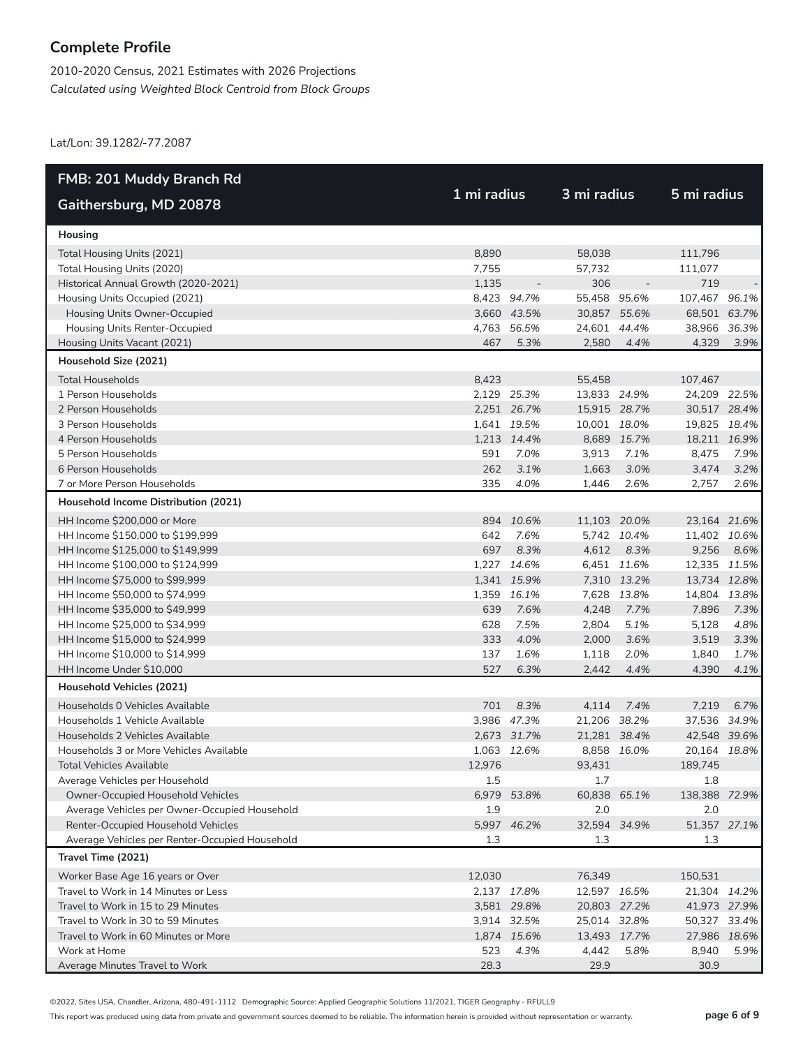## Complete Profile

2010-2020 Census, 2021 Estimates with 2026 Projections
*Calculated using Weighted Block Centroid from Block Groups*

Lat/Lon: 39.1282/-77.2087

| FMB: 201 Muddy Branch Rd Gaithersburg, MD 20878 | 1 mi radius | | 3 mi radius | | 5 mi radius | |
|---|---|---|---|---|---|---|
| **Housing** | | | | | | |
| Total Housing Units (2021) | 8,890 | | 58,038 | | 111,796 | |
| Total Housing Units (2020) | 7,755 | | 57,732 | | 111,077 | |
| Historical Annual Growth (2020-2021) | 1,135 | - | 306 | - | 719 | - |
| Housing Units Occupied (2021) | 8,423 | *94.7%* | 55,458 | *95.6%* | 107,467 | *96.1%* |
| Housing Units Owner-Occupied | 3,660 | *43.5%* | 30,857 | *55.6%* | 68,501 | *63.7%* |
| Housing Units Renter-Occupied | 4,763 | *56.5%* | 24,601 | *44.4%* | 38,966 | *36.3%* |
| Housing Units Vacant (2021) | 467 | *5.3%* | 2,580 | *4.4%* | 4,329 | *3.9%* |
| **Household Size (2021)** | | | | | | |
| Total Households | 8,423 | | 55,458 | | 107,467 | |
| 1 Person Households | 2,129 | *25.3%* | 13,833 | *24.9%* | 24,209 | *22.5%* |
| 2 Person Households | 2,251 | *26.7%* | 15,915 | *28.7%* | 30,517 | *28.4%* |
| 3 Person Households | 1,641 | *19.5%* | 10,001 | *18.0%* | 19,825 | *18.4%* |
| 4 Person Households | 1,213 | *14.4%* | 8,689 | *15.7%* | 18,211 | *16.9%* |
| 5 Person Households | 591 | *7.0%* | 3,913 | *7.1%* | 8,475 | *7.9%* |
| 6 Person Households | 262 | *3.1%* | 1,663 | *3.0%* | 3,474 | *3.2%* |
| 7 or More Person Households | 335 | *4.0%* | 1,446 | *2.6%* | 2,757 | *2.6%* |
| **Household Income Distribution (2021)** | | | | | | |
| HH Income $200,000 or More | 894 | *10.6%* | 11,103 | *20.0%* | 23,164 | *21.6%* |
| HH Income $150,000 to $199,999 | 642 | *7.6%* | 5,742 | *10.4%* | 11,402 | *10.6%* |
| HH Income $125,000 to $149,999 | 697 | *8.3%* | 4,612 | *8.3%* | 9,256 | *8.6%* |
| HH Income $100,000 to $124,999 | 1,227 | *14.6%* | 6,451 | *11.6%* | 12,335 | *11.5%* |
| HH Income $75,000 to $99,999 | 1,341 | *15.9%* | 7,310 | *13.2%* | 13,734 | *12.8%* |
| HH Income $50,000 to $74,999 | 1,359 | *16.1%* | 7,628 | *13.8%* | 14,804 | *13.8%* |
| HH Income $35,000 to $49,999 | 639 | *7.6%* | 4,248 | *7.7%* | 7,896 | *7.3%* |
| HH Income $25,000 to $34,999 | 628 | *7.5%* | 2,804 | *5.1%* | 5,128 | *4.8%* |
| HH Income $15,000 to $24,999 | 333 | *4.0%* | 2,000 | *3.6%* | 3,519 | *3.3%* |
| HH Income $10,000 to $14,999 | 137 | *1.6%* | 1,118 | *2.0%* | 1,840 | *1.7%* |
| HH Income Under $10,000 | 527 | *6.3%* | 2,442 | *4.4%* | 4,390 | *4.1%* |
| **Household Vehicles (2021)** | | | | | | |
| Households 0 Vehicles Available | 701 | *8.3%* | 4,114 | *7.4%* | 7,219 | *6.7%* |
| Households 1 Vehicle Available | 3,986 | *47.3%* | 21,206 | *38.2%* | 37,536 | *34.9%* |
| Households 2 Vehicles Available | 2,673 | *31.7%* | 21,281 | *38.4%* | 42,548 | *39.6%* |
| Households 3 or More Vehicles Available | 1,063 | *12.6%* | 8,858 | *16.0%* | 20,164 | *18.8%* |
| Total Vehicles Available | 12,976 | | 93,431 | | 189,745 | |
| Average Vehicles per Household | 1.5 | | 1.7 | | 1.8 | |
| Owner-Occupied Household Vehicles | 6,979 | *53.8%* | 60,838 | *65.1%* | 138,388 | *72.9%* |
| Average Vehicles per Owner-Occupied Household | 1.9 | | 2.0 | | 2.0 | |
| Renter-Occupied Household Vehicles | 5,997 | *46.2%* | 32,594 | *34.9%* | 51,357 | *27.1%* |
| Average Vehicles per Renter-Occupied Household | 1.3 | | 1.3 | | 1.3 | |
| **Travel Time (2021)** | | | | | | |
| Worker Base Age 16 years or Over | 12,030 | | 76,349 | | 150,531 | |
| Travel to Work in 14 Minutes or Less | 2,137 | *17.8%* | 12,597 | *16.5%* | 21,304 | *14.2%* |
| Travel to Work in 15 to 29 Minutes | 3,581 | *29.8%* | 20,803 | *27.2%* | 41,973 | *27.9%* |
| Travel to Work in 30 to 59 Minutes | 3,914 | *32.5%* | 25,014 | *32.8%* | 50,327 | *33.4%* |
| Travel to Work in 60 Minutes or More | 1,874 | *15.6%* | 13,493 | *17.7%* | 27,986 | *18.6%* |
| Work at Home | 523 | *4.3%* | 4,442 | *5.8%* | 8,940 | *5.9%* |
| Average Minutes Travel to Work | 28.3 | | 29.9 | | 30.9 | |

©2022, Sites USA, Chandler, Arizona, 480-491-1112 Demographic Source: Applied Geographic Solutions 11/2021, TIGER Geography - RFULL9

This report was produced using data from private and government sources deemed to be reliable. The information herein is provided without representation or warranty.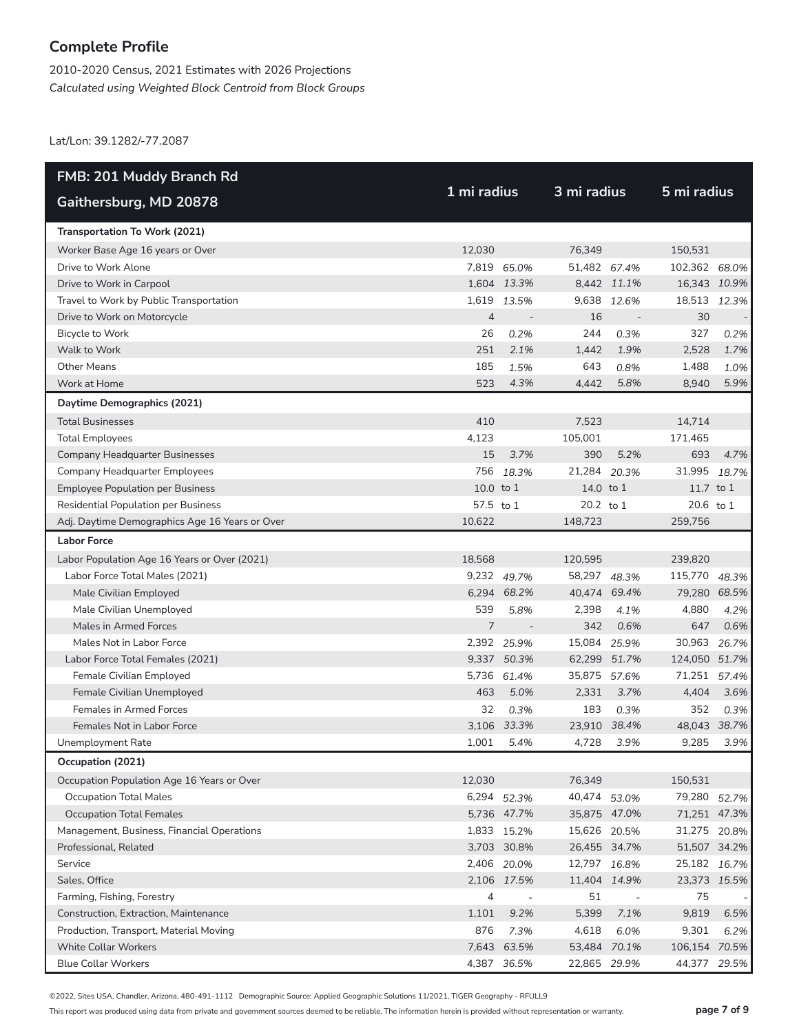# Complete Profile

2010-2020 Census, 2021 Estimates with 2026 Projections
*Calculated using Weighted Block Centroid from Block Groups*

Lat/Lon: 39.1282/-77.2087

| FMB: 201 Muddy Branch Rd Gaithersburg, MD 20878 | 1 mi radius | | 3 mi radius | | 5 mi radius | |
|---|---|---|---|---|---|---|
| **Transportation To Work (2021)** | | | | | | |
| Worker Base Age 16 years or Over | 12,030 | | 76,349 | | 150,531 | |
| Drive to Work Alone | 7,819 | 65.0% | 51,482 | 67.4% | 102,362 | 68.0% |
| Drive to Work in Carpool | 1,604 | 13.3% | 8,442 | 11.1% | 16,343 | 10.9% |
| Travel to Work by Public Transportation | 1,619 | 13.5% | 9,638 | 12.6% | 18,513 | 12.3% |
| Drive to Work on Motorcycle | 4 | - | 16 | - | 30 | - |
| Bicycle to Work | 26 | 0.2% | 244 | 0.3% | 327 | 0.2% |
| Walk to Work | 251 | 2.1% | 1,442 | 1.9% | 2,528 | 1.7% |
| Other Means | 185 | 1.5% | 643 | 0.8% | 1,488 | 1.0% |
| Work at Home | 523 | 4.3% | 4,442 | 5.8% | 8,940 | 5.9% |
| **Daytime Demographics (2021)** | | | | | | |
| Total Businesses | 410 | | 7,523 | | 14,714 | |
| Total Employees | 4,123 | | 105,001 | | 171,465 | |
| Company Headquarter Businesses | 15 | 3.7% | 390 | 5.2% | 693 | 4.7% |
| Company Headquarter Employees | 756 | 18.3% | 21,284 | 20.3% | 31,995 | 18.7% |
| Employee Population per Business | 10.0 | to 1 | 14.0 | to 1 | 11.7 | to 1 |
| Residential Population per Business | 57.5 | to 1 | 20.2 | to 1 | 20.6 | to 1 |
| Adj. Daytime Demographics Age 16 Years or Over | 10,622 | | 148,723 | | 259,756 | |
| **Labor Force** | | | | | | |
| Labor Population Age 16 Years or Over (2021) | 18,568 | | 120,595 | | 239,820 | |
| Labor Force Total Males (2021) | 9,232 | 49.7% | 58,297 | 48.3% | 115,770 | 48.3% |
| Male Civilian Employed | 6,294 | 68.2% | 40,474 | 69.4% | 79,280 | 68.5% |
| Male Civilian Unemployed | 539 | 5.8% | 2,398 | 4.1% | 4,880 | 4.2% |
| Males in Armed Forces | 7 | - | 342 | 0.6% | 647 | 0.6% |
| Males Not in Labor Force | 2,392 | 25.9% | 15,084 | 25.9% | 30,963 | 26.7% |
| Labor Force Total Females (2021) | 9,337 | 50.3% | 62,299 | 51.7% | 124,050 | 51.7% |
| Female Civilian Employed | 5,736 | 61.4% | 35,875 | 57.6% | 71,251 | 57.4% |
| Female Civilian Unemployed | 463 | 5.0% | 2,331 | 3.7% | 4,404 | 3.6% |
| Females in Armed Forces | 32 | 0.3% | 183 | 0.3% | 352 | 0.3% |
| Females Not in Labor Force | 3,106 | 33.3% | 23,910 | 38.4% | 48,043 | 38.7% |
| Unemployment Rate | 1,001 | 5.4% | 4,728 | 3.9% | 9,285 | 3.9% |
| **Occupation (2021)** | | | | | | |
| Occupation Population Age 16 Years or Over | 12,030 | | 76,349 | | 150,531 | |
| Occupation Total Males | 6,294 | 52.3% | 40,474 | 53.0% | 79,280 | 52.7% |
| Occupation Total Females | 5,736 | 47.7% | 35,875 | 47.0% | 71,251 | 47.3% |
| Management, Business, Financial Operations | 1,833 | 15.2% | 15,626 | 20.5% | 31,275 | 20.8% |
| Professional, Related | 3,703 | 30.8% | 26,455 | 34.7% | 51,507 | 34.2% |
| Service | 2,406 | 20.0% | 12,797 | 16.8% | 25,182 | 16.7% |
| Sales, Office | 2,106 | 17.5% | 11,404 | 14.9% | 23,373 | 15.5% |
| Farming, Fishing, Forestry | 4 | - | 51 | - | 75 | - |
| Construction, Extraction, Maintenance | 1,101 | 9.2% | 5,399 | 7.1% | 9,819 | 6.5% |
| Production, Transport, Material Moving | 876 | 7.3% | 4,618 | 6.0% | 9,301 | 6.2% |
| White Collar Workers | 7,643 | 63.5% | 53,484 | 70.1% | 106,154 | 70.5% |
| Blue Collar Workers | 4,387 | 36.5% | 22,865 | 29.9% | 44,377 | 29.5% |

©2022, Sites USA, Chandler, Arizona, 480-491-1112 Demographic Source: Applied Geographic Solutions 11/2021, TIGER Geography - RFULL9

This report was produced using data from private and government sources deemed to be reliable. The information herein is provided without representation or warranty.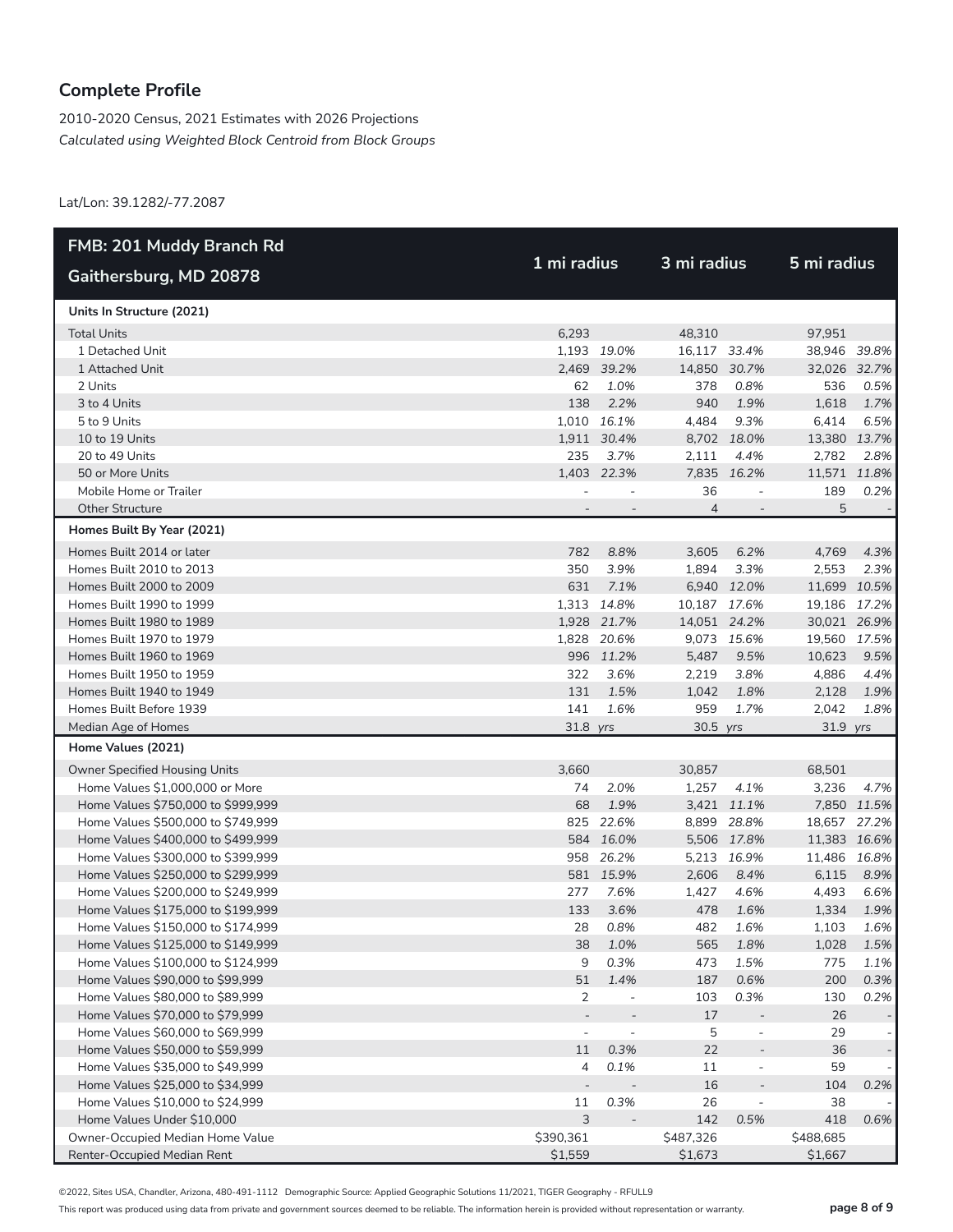## Complete Profile

2010-2020 Census, 2021 Estimates with 2026 Projections
*Calculated using Weighted Block Centroid from Block Groups*

Lat/Lon: 39.1282/-77.2087

| FMB: 201 Muddy Branch Rd Gaithersburg, MD 20878 | 1 mi radius | | 3 mi radius | | 5 mi radius | |
|---|---|---|---|---|---|---|
| **Units In Structure (2021)** | | | | | | |
| Total Units | 6,293 | | 48,310 | | 97,951 | |
| 1 Detached Unit | 1,193 | *19.0%* | 16,117 | *33.4%* | 38,946 | *39.8%* |
| 1 Attached Unit | 2,469 | *39.2%* | 14,850 | *30.7%* | 32,026 | *32.7%* |
| 2 Units | 62 | *1.0%* | 378 | *0.8%* | 536 | *0.5%* |
| 3 to 4 Units | 138 | *2.2%* | 940 | *1.9%* | 1,618 | *1.7%* |
| 5 to 9 Units | 1,010 | *16.1%* | 4,484 | *9.3%* | 6,414 | *6.5%* |
| 10 to 19 Units | 1,911 | *30.4%* | 8,702 | *18.0%* | 13,380 | *13.7%* |
| 20 to 49 Units | 235 | *3.7%* | 2,111 | *4.4%* | 2,782 | *2.8%* |
| 50 or More Units | 1,403 | *22.3%* | 7,835 | *16.2%* | 11,571 | *11.8%* |
| Mobile Home or Trailer | - | - | 36 | - | 189 | *0.2%* |
| Other Structure | - | - | 4 | - | 5 | - |
| **Homes Built By Year (2021)** | | | | | | |
| Homes Built 2014 or later | 782 | *8.8%* | 3,605 | *6.2%* | 4,769 | *4.3%* |
| Homes Built 2010 to 2013 | 350 | *3.9%* | 1,894 | *3.3%* | 2,553 | *2.3%* |
| Homes Built 2000 to 2009 | 631 | *7.1%* | 6,940 | *12.0%* | 11,699 | *10.5%* |
| Homes Built 1990 to 1999 | 1,313 | *14.8%* | 10,187 | *17.6%* | 19,186 | *17.2%* |
| Homes Built 1980 to 1989 | 1,928 | *21.7%* | 14,051 | *24.2%* | 30,021 | *26.9%* |
| Homes Built 1970 to 1979 | 1,828 | *20.6%* | 9,073 | *15.6%* | 19,560 | *17.5%* |
| Homes Built 1960 to 1969 | 996 | *11.2%* | 5,487 | *9.5%* | 10,623 | *9.5%* |
| Homes Built 1950 to 1959 | 322 | *3.6%* | 2,219 | *3.8%* | 4,886 | *4.4%* |
| Homes Built 1940 to 1949 | 131 | *1.5%* | 1,042 | *1.8%* | 2,128 | *1.9%* |
| Homes Built Before 1939 | 141 | *1.6%* | 959 | *1.7%* | 2,042 | *1.8%* |
| Median Age of Homes | 31.8 | *yrs* | 30.5 | *yrs* | 31.9 | *yrs* |
| **Home Values (2021)** | | | | | | |
| Owner Specified Housing Units | 3,660 | | 30,857 | | 68,501 | |
| Home Values $1,000,000 or More | 74 | *2.0%* | 1,257 | *4.1%* | 3,236 | *4.7%* |
| Home Values $750,000 to $999,999 | 68 | *1.9%* | 3,421 | *11.1%* | 7,850 | *11.5%* |
| Home Values $500,000 to $749,999 | 825 | *22.6%* | 8,899 | *28.8%* | 18,657 | *27.2%* |
| Home Values $400,000 to $499,999 | 584 | *16.0%* | 5,506 | *17.8%* | 11,383 | *16.6%* |
| Home Values $300,000 to $399,999 | 958 | *26.2%* | 5,213 | *16.9%* | 11,486 | *16.8%* |
| Home Values $250,000 to $299,999 | 581 | *15.9%* | 2,606 | *8.4%* | 6,115 | *8.9%* |
| Home Values $200,000 to $249,999 | 277 | *7.6%* | 1,427 | *4.6%* | 4,493 | *6.6%* |
| Home Values $175,000 to $199,999 | 133 | *3.6%* | 478 | *1.6%* | 1,334 | *1.9%* |
| Home Values $150,000 to $174,999 | 28 | *0.8%* | 482 | *1.6%* | 1,103 | *1.6%* |
| Home Values $125,000 to $149,999 | 38 | *1.0%* | 565 | *1.8%* | 1,028 | *1.5%* |
| Home Values $100,000 to $124,999 | 9 | *0.3%* | 473 | *1.5%* | 775 | *1.1%* |
| Home Values $90,000 to $99,999 | 51 | *1.4%* | 187 | *0.6%* | 200 | *0.3%* |
| Home Values $80,000 to $89,999 | 2 | - | 103 | *0.3%* | 130 | *0.2%* |
| Home Values $70,000 to $79,999 | - | - | 17 | - | 26 | - |
| Home Values $60,000 to $69,999 | - | - | 5 | - | 29 | - |
| Home Values $50,000 to $59,999 | 11 | *0.3%* | 22 | - | 36 | - |
| Home Values $35,000 to $49,999 | 4 | *0.1%* | 11 | - | 59 | - |
| Home Values $25,000 to $34,999 | - | - | 16 | - | 104 | *0.2%* |
| Home Values $10,000 to $24,999 | 11 | *0.3%* | 26 | - | 38 | - |
| Home Values Under $10,000 | 3 | - | 142 | *0.5%* | 418 | *0.6%* |
| Owner-Occupied Median Home Value | $390,361 | | $487,326 | | $488,685 | |
| Renter-Occupied Median Rent | $1,559 | | $1,673 | | $1,667 | |

©2022, Sites USA, Chandler, Arizona, 480-491-1112 Demographic Source: Applied Geographic Solutions 11/2021, TIGER Geography - RFULL9

This report was produced using data from private and government sources deemed to be reliable. The information herein is provided without representation or warranty.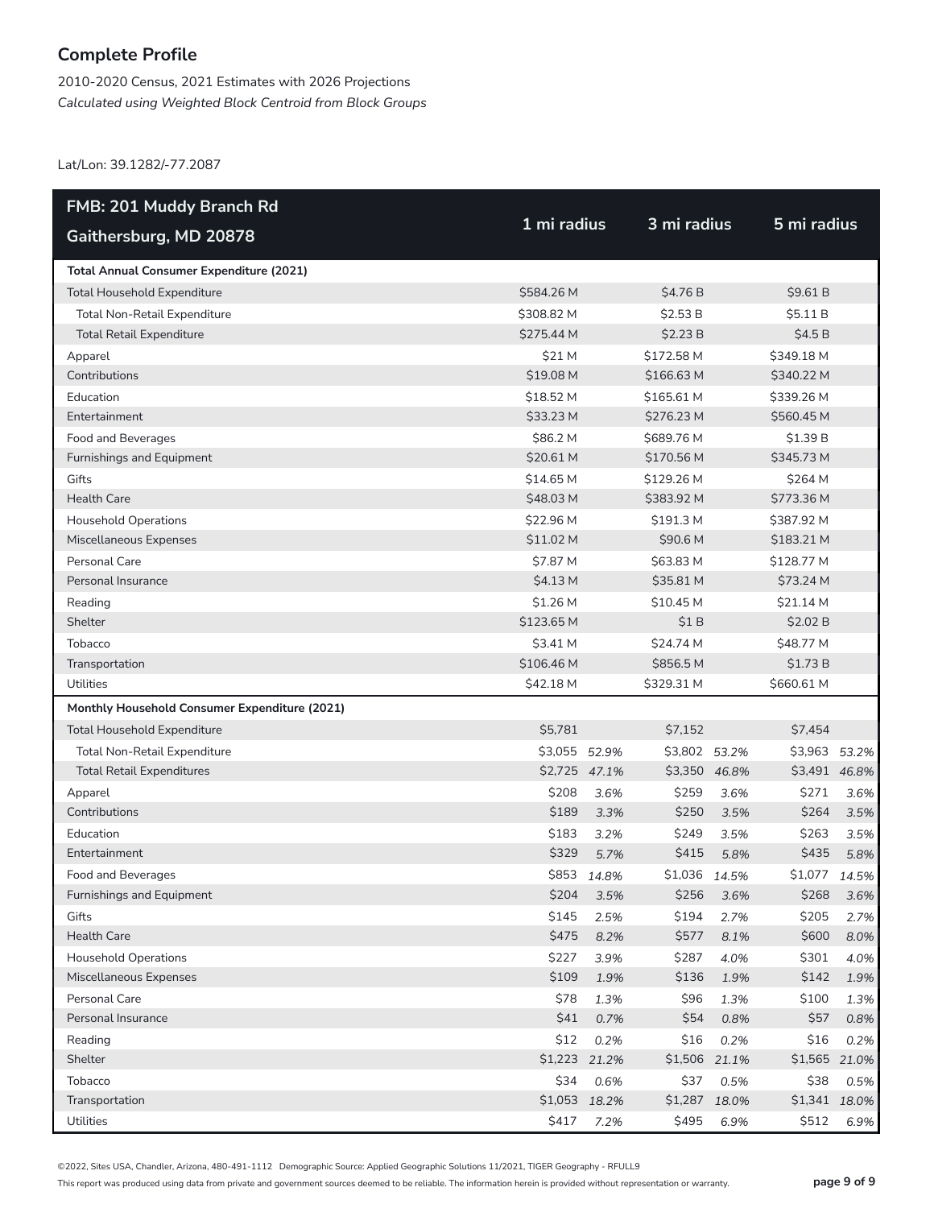## Complete Profile

2010-2020 Census, 2021 Estimates with 2026 Projections

*Calculated using Weighted Block Centroid from Block Groups*

Lat/Lon: 39.1282/-77.2087

| FMB: 201 Muddy Branch Rd Gaithersburg, MD 20878 | 1 mi radius | | 3 mi radius | | 5 mi radius | |
|---|---|---|---|---|---|---|
| **Total Annual Consumer Expenditure (2021)** | | | | | | |
| Total Household Expenditure | $584.26 M | | $4.76 B | | $9.61 B | |
| Total Non-Retail Expenditure | $308.82 M | | $2.53 B | | $5.11 B | |
| Total Retail Expenditure | $275.44 M | | $2.23 B | | $4.5 B | |
| Apparel | $21 M | | $172.58 M | | $349.18 M | |
| Contributions | $19.08 M | | $166.63 M | | $340.22 M | |
| Education | $18.52 M | | $165.61 M | | $339.26 M | |
| Entertainment | $33.23 M | | $276.23 M | | $560.45 M | |
| Food and Beverages | $86.2 M | | $689.76 M | | $1.39 B | |
| Furnishings and Equipment | $20.61 M | | $170.56 M | | $345.73 M | |
| Gifts | $14.65 M | | $129.26 M | | $264 M | |
| Health Care | $48.03 M | | $383.92 M | | $773.36 M | |
| Household Operations | $22.96 M | | $191.3 M | | $387.92 M | |
| Miscellaneous Expenses | $11.02 M | | $90.6 M | | $183.21 M | |
| Personal Care | $7.87 M | | $63.83 M | | $128.77 M | |
| Personal Insurance | $4.13 M | | $35.81 M | | $73.24 M | |
| Reading | $1.26 M | | $10.45 M | | $21.14 M | |
| Shelter | $123.65 M | | $1 B | | $2.02 B | |
| Tobacco | $3.41 M | | $24.74 M | | $48.77 M | |
| Transportation | $106.46 M | | $856.5 M | | $1.73 B | |
| Utilities | $42.18 M | | $329.31 M | | $660.61 M | |
| **Monthly Household Consumer Expenditure (2021)** | | | | | | |
| Total Household Expenditure | $5,781 | | $7,152 | | $7,454 | |
| Total Non-Retail Expenditure | $3,055 | *52.9%* | $3,802 | *53.2%* | $3,963 | *53.2%* |
| Total Retail Expenditures | $2,725 | *47.1%* | $3,350 | *46.8%* | $3,491 | *46.8%* |
| Apparel | $208 | *3.6%* | $259 | *3.6%* | $271 | *3.6%* |
| Contributions | $189 | *3.3%* | $250 | *3.5%* | $264 | *3.5%* |
| Education | $183 | *3.2%* | $249 | *3.5%* | $263 | *3.5%* |
| Entertainment | $329 | *5.7%* | $415 | *5.8%* | $435 | *5.8%* |
| Food and Beverages | $853 | *14.8%* | $1,036 | *14.5%* | $1,077 | *14.5%* |
| Furnishings and Equipment | $204 | *3.5%* | $256 | *3.6%* | $268 | *3.6%* |
| Gifts | $145 | *2.5%* | $194 | *2.7%* | $205 | *2.7%* |
| Health Care | $475 | *8.2%* | $577 | *8.1%* | $600 | *8.0%* |
| Household Operations | $227 | *3.9%* | $287 | *4.0%* | $301 | *4.0%* |
| Miscellaneous Expenses | $109 | *1.9%* | $136 | *1.9%* | $142 | *1.9%* |
| Personal Care | $78 | *1.3%* | $96 | *1.3%* | $100 | *1.3%* |
| Personal Insurance | $41 | *0.7%* | $54 | *0.8%* | $57 | *0.8%* |
| Reading | $12 | *0.2%* | $16 | *0.2%* | $16 | *0.2%* |
| Shelter | $1,223 | *21.2%* | $1,506 | *21.1%* | $1,565 | *21.0%* |
| Tobacco | $34 | *0.6%* | $37 | *0.5%* | $38 | *0.5%* |
| Transportation | $1,053 | *18.2%* | $1,287 | *18.0%* | $1,341 | *18.0%* |
| Utilities | $417 | *7.2%* | $495 | *6.9%* | $512 | *6.9%* |

©2022, Sites USA, Chandler, Arizona, 480-491-1112 Demographic Source: Applied Geographic Solutions 11/2021, TIGER Geography - RFULL9

This report was produced using data from private and government sources deemed to be reliable. The information herein is provided without representation or warranty.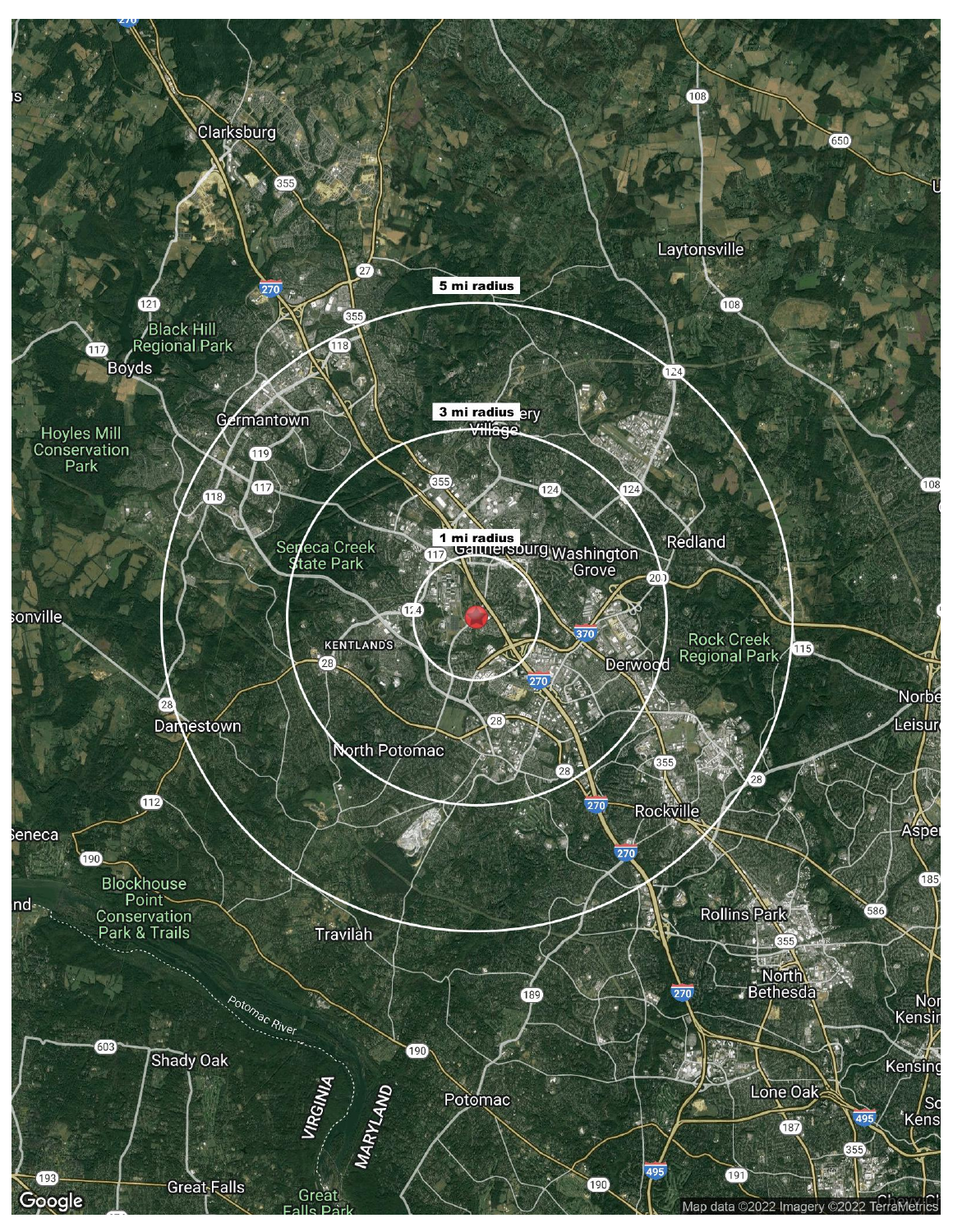5 mi radius

3 mi radius

1 mi radius

Google

Map data ©2022 Imagery ©2022 TerraMetrics